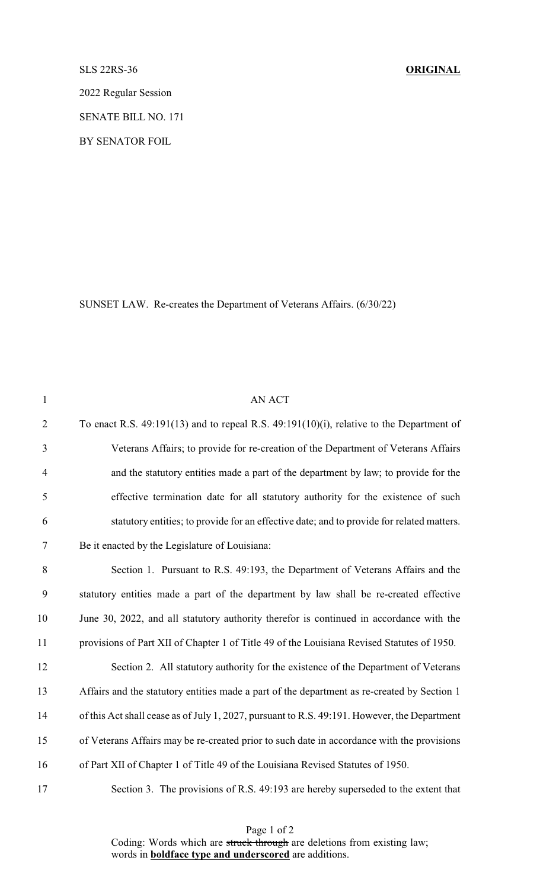SLS 22RS-36 **ORIGINAL**

2022 Regular Session

SENATE BILL NO. 171

BY SENATOR FOIL

SUNSET LAW. Re-creates the Department of Veterans Affairs. (6/30/22)

AN ACT

To enact R.S. 49:191(13) and to repeal R.S. 49:191(10)(i), relative to the Department of Veterans Affairs; to provide for re-creation of the Department of Veterans Affairs and the statutory entities made a part of the department by law; to provide for the effective termination date for all statutory authority for the existence of such statutory entities; to provide for an effective date; and to provide for related matters.

Be it enacted by the Legislature of Louisiana:

Section 1. Pursuant to R.S. 49:193, the Department of Veterans Affairs and the statutory entities made a part of the department by law shall be re-created effective June 30, 2022, and all statutory authority therefor is continued in accordance with the provisions of Part XII of Chapter 1 of Title 49 of the Louisiana Revised Statutes of 1950.

Section 2. All statutory authority for the existence of the Department of Veterans Affairs and the statutory entities made a part of the department as re-created by Section 1 of this Act shall cease as of July 1, 2027, pursuant to R.S. 49:191. However, the Department of Veterans Affairs may be re-created prior to such date in accordance with the provisions of Part XII of Chapter 1 of Title 49 of the Louisiana Revised Statutes of 1950.

Section 3. The provisions of R.S. 49:193 are hereby superseded to the extent that

Coding: Words which are ~~struck through~~ are deletions from existing law; words in **boldface type and underscored** are additions.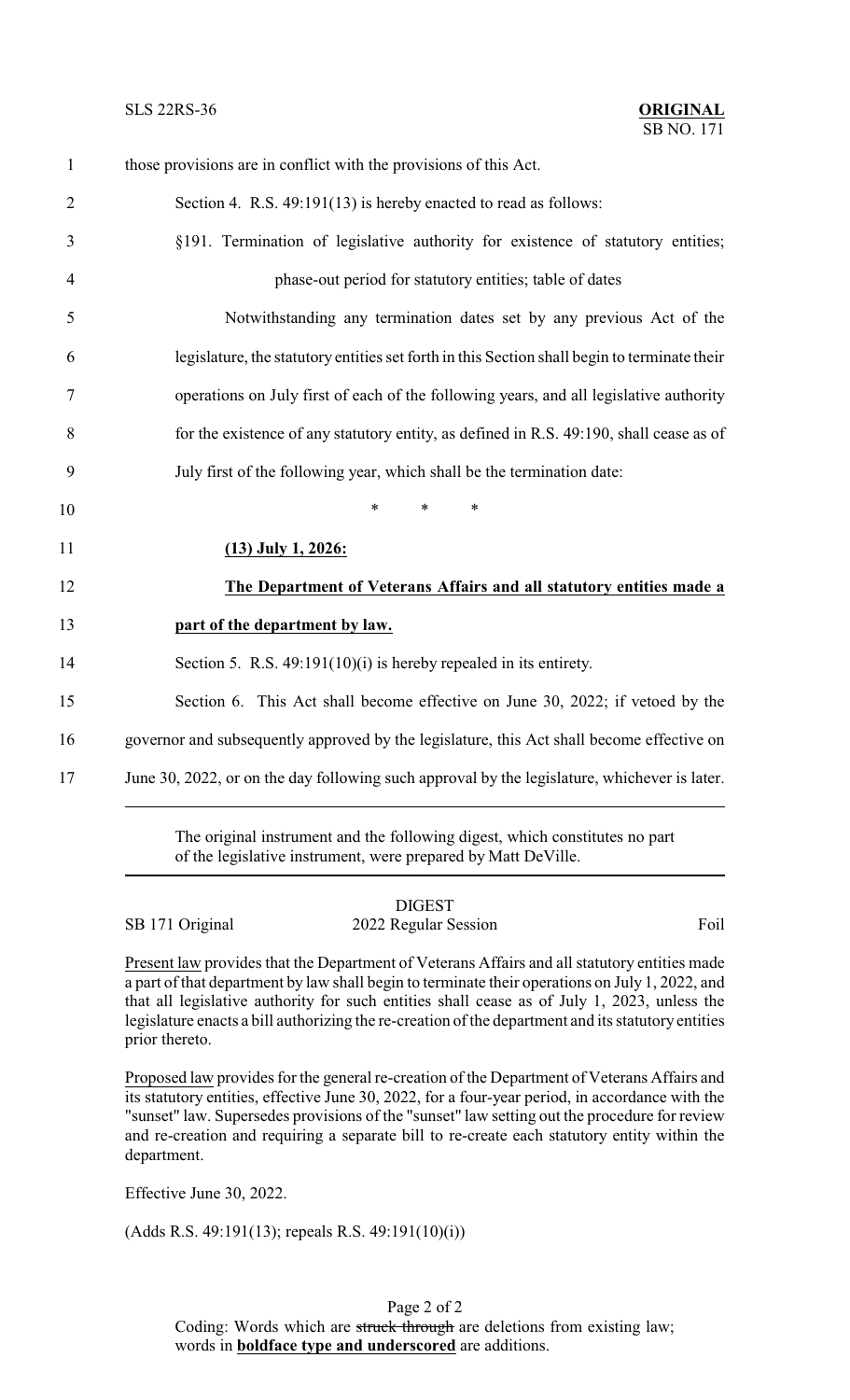those provisions are in conflict with the provisions of this Act.

Section 4. R.S. 49:191(13) is hereby enacted to read as follows:

§191. Termination of legislative authority for existence of statutory entities; phase-out period for statutory entities; table of dates

Notwithstanding any termination dates set by any previous Act of the legislature, the statutory entities set forth in this Section shall begin to terminate their operations on July first of each of the following years, and all legislative authority for the existence of any statutory entity, as defined in R.S. 49:190, shall cease as of July first of the following year, which shall be the termination date:

\* \* \*

**(13) July 1, 2026:**

**The Department of Veterans Affairs and all statutory entities made a part of the department by law.**

Section 5. R.S. 49:191(10)(i) is hereby repealed in its entirety.

Section 6. This Act shall become effective on June 30, 2022; if vetoed by the governor and subsequently approved by the legislature, this Act shall become effective on June 30, 2022, or on the day following such approval by the legislature, whichever is later.

---

The original instrument and the following digest, which constitutes no part of the legislative instrument, were prepared by Matt DeVille.

---

DIGEST

SB 171 Original — 2022 Regular Session — Foil

Present law provides that the Department of Veterans Affairs and all statutory entities made a part of that department by law shall begin to terminate their operations on July 1, 2022, and that all legislative authority for such entities shall cease as of July 1, 2023, unless the legislature enacts a bill authorizing the re-creation of the department and its statutory entities prior thereto.

Proposed law provides for the general re-creation of the Department of Veterans Affairs and its statutory entities, effective June 30, 2022, for a four-year period, in accordance with the "sunset" law. Supersedes provisions of the "sunset" law setting out the procedure for review and re-creation and requiring a separate bill to re-create each statutory entity within the department.

Effective June 30, 2022.

(Adds R.S. 49:191(13); repeals R.S. 49:191(10)(i))

Coding: Words which are ~~struck through~~ are deletions from existing law; words in **boldface type and underscored** are additions.